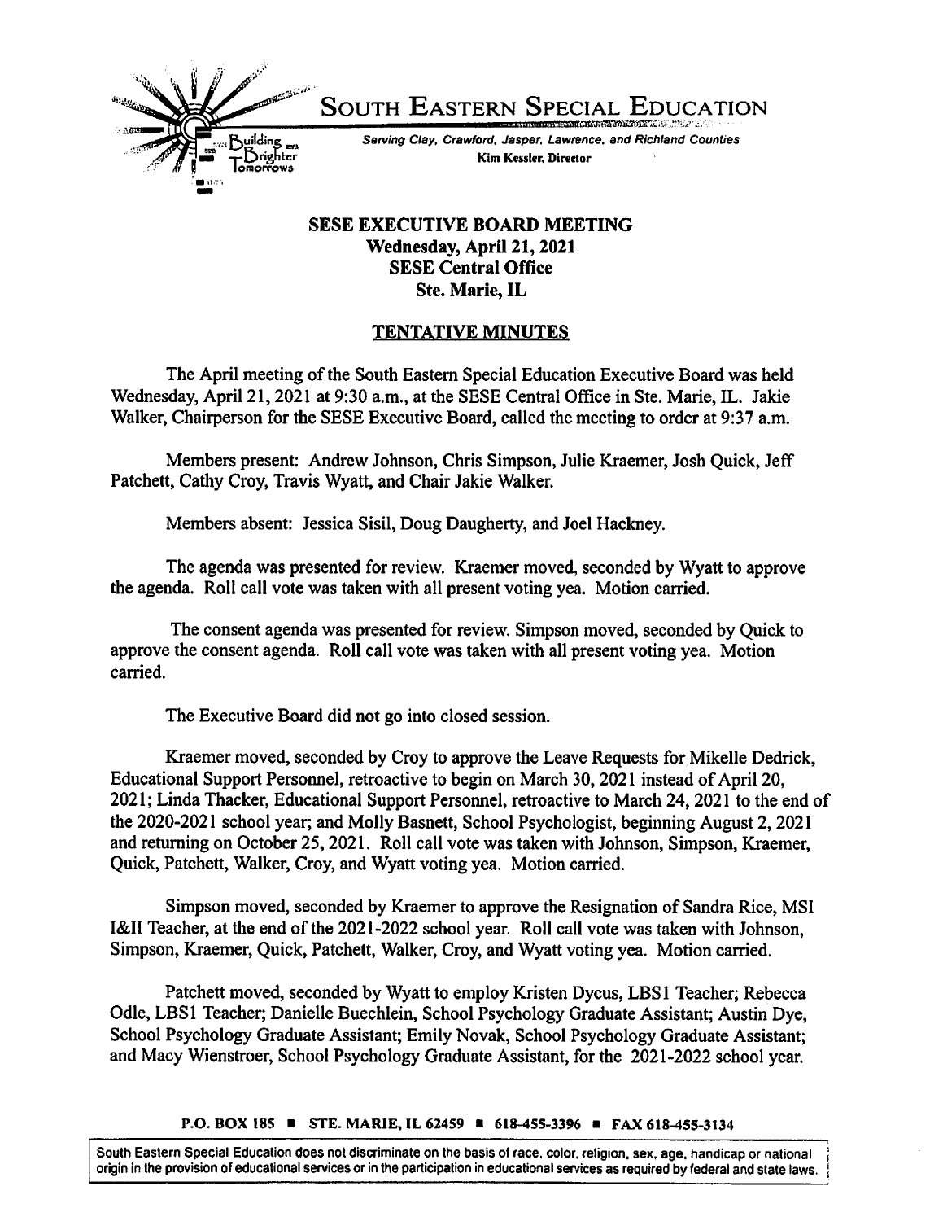# SOUTH EASTERN SPECIAL EDUCATION

Building Brighter Tomorrows

*Serving Clay, Crawford, Jasper, Lawrence, and Richland Counties*

**Kim Kessler, Director**

## SESE EXECUTIVE BOARD MEETING
**Wednesday, April 21, 2021**
**SESE Central Office**
**Ste. Marie, IL**

## TENTATIVE MINUTES

The April meeting of the South Eastern Special Education Executive Board was held Wednesday, April 21, 2021 at 9:30 a.m., at the SESE Central Office in Ste. Marie, IL. Jakie Walker, Chairperson for the SESE Executive Board, called the meeting to order at 9:37 a.m.

Members present: Andrew Johnson, Chris Simpson, Julie Kraemer, Josh Quick, Jeff Patchett, Cathy Croy, Travis Wyatt, and Chair Jakie Walker.

Members absent: Jessica Sisil, Doug Daugherty, and Joel Hackney.

The agenda was presented for review. Kraemer moved, seconded by Wyatt to approve the agenda. Roll call vote was taken with all present voting yea. Motion carried.

The consent agenda was presented for review. Simpson moved, seconded by Quick to approve the consent agenda. Roll call vote was taken with all present voting yea. Motion carried.

The Executive Board did not go into closed session.

Kraemer moved, seconded by Croy to approve the Leave Requests for Mikelle Dedrick, Educational Support Personnel, retroactive to begin on March 30, 2021 instead of April 20, 2021; Linda Thacker, Educational Support Personnel, retroactive to March 24, 2021 to the end of the 2020-2021 school year; and Molly Basnett, School Psychologist, beginning August 2, 2021 and returning on October 25, 2021. Roll call vote was taken with Johnson, Simpson, Kraemer, Quick, Patchett, Walker, Croy, and Wyatt voting yea. Motion carried.

Simpson moved, seconded by Kraemer to approve the Resignation of Sandra Rice, MSI I&II Teacher, at the end of the 2021-2022 school year. Roll call vote was taken with Johnson, Simpson, Kraemer, Quick, Patchett, Walker, Croy, and Wyatt voting yea. Motion carried.

Patchett moved, seconded by Wyatt to employ Kristen Dycus, LBS1 Teacher; Rebecca Odle, LBS1 Teacher; Danielle Buechlein, School Psychology Graduate Assistant; Austin Dye, School Psychology Graduate Assistant; Emily Novak, School Psychology Graduate Assistant; and Macy Wienstroer, School Psychology Graduate Assistant, for the 2021-2022 school year.

P.O. BOX 185 ▪ STE. MARIE, IL 62459 ▪ 618-455-3396 ▪ FAX 618-455-3134

South Eastern Special Education does not discriminate on the basis of race, color, religion, sex, age, handicap or national origin in the provision of educational services or in the participation in educational services as required by federal and state laws.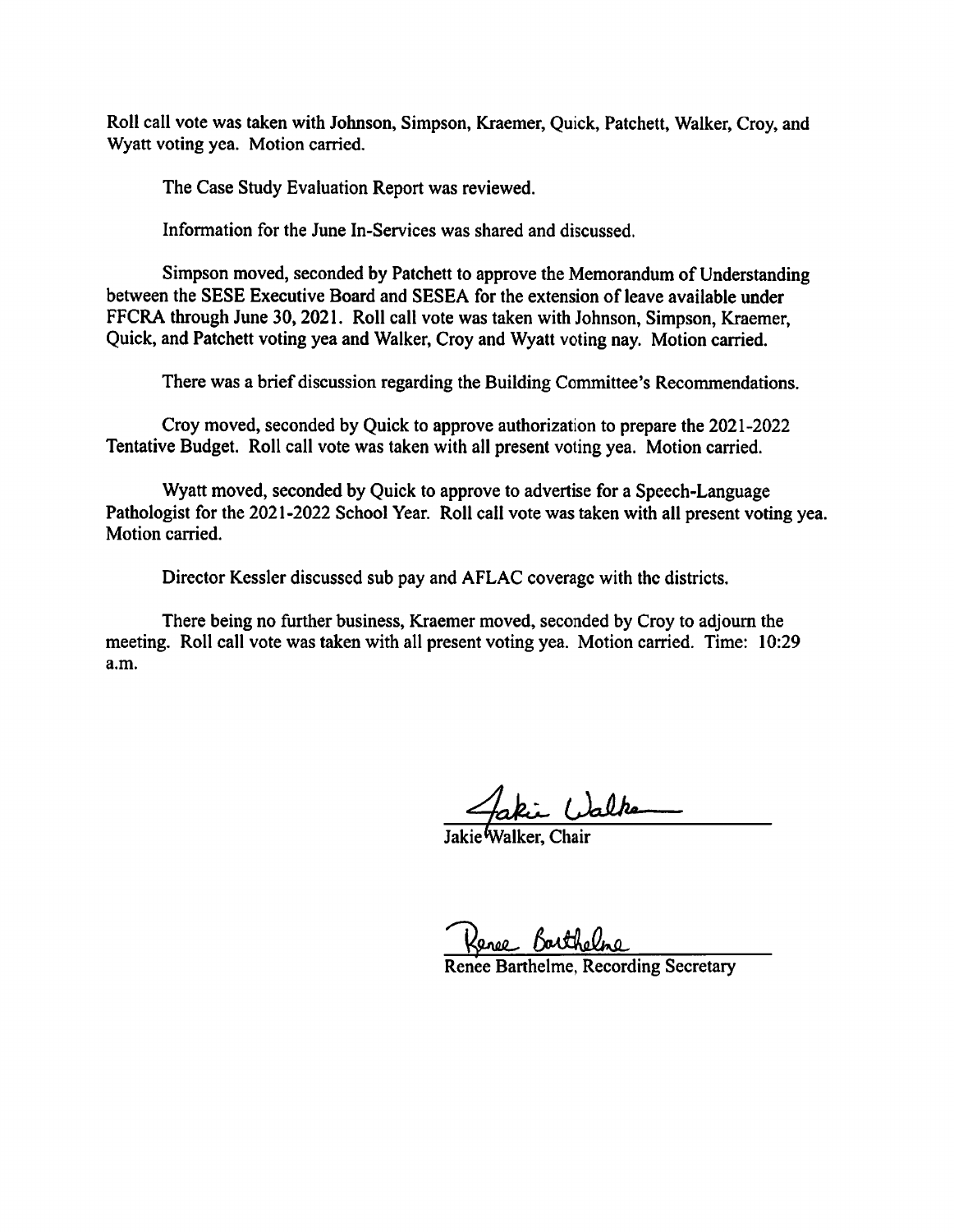Roll call vote was taken with Johnson, Simpson, Kraemer, Quick, Patchett, Walker, Croy, and Wyatt voting yea. Motion carried.

The Case Study Evaluation Report was reviewed.

Information for the June In-Services was shared and discussed.

Simpson moved, seconded by Patchett to approve the Memorandum of Understanding between the SESE Executive Board and SESEA for the extension of leave available under FFCRA through June 30, 2021. Roll call vote was taken with Johnson, Simpson, Kraemer, Quick, and Patchett voting yea and Walker, Croy and Wyatt voting nay. Motion carried.

There was a brief discussion regarding the Building Committee's Recommendations.

Croy moved, seconded by Quick to approve authorization to prepare the 2021-2022 Tentative Budget. Roll call vote was taken with all present voting yea. Motion carried.

Wyatt moved, seconded by Quick to approve to advertise for a Speech-Language Pathologist for the 2021-2022 School Year. Roll call vote was taken with all present voting yea. Motion carried.

Director Kessler discussed sub pay and AFLAC coverage with the districts.

There being no further business, Kraemer moved, seconded by Croy to adjourn the meeting. Roll call vote was taken with all present voting yea. Motion carried. Time: 10:29 a.m.

Jakie Walker, Chair

Renee Barthelme, Recording Secretary